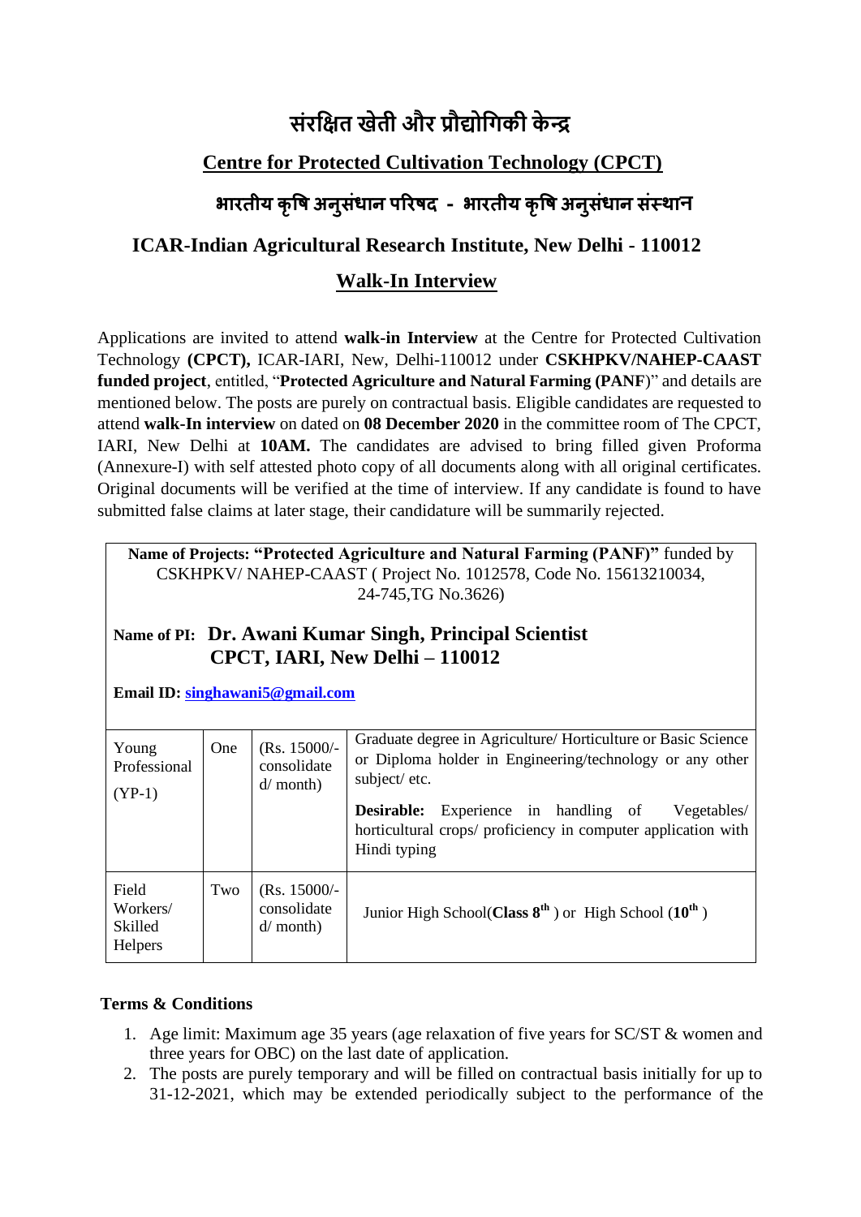# संरक्षित खेती और प्रौद्योगिकी केन्द्र

## Centre for Protected Cultivation Technology (CPCT)

## भारतीय कृषि अनुसंधान परिषद - भारतीय कृषि अनुसंधान संस्थान

## ICAR-Indian Agricultural Research Institute, New Delhi - 110012

## Walk-In Interview

Applications are invited to attend **walk-in Interview** at the Centre for Protected Cultivation Technology **(CPCT),** ICAR-IARI, New, Delhi-110012 under **CSKHPKV/NAHEP-CAAST funded project**, entitled, "**Protected Agriculture and Natural Farming (PANF**)" and details are mentioned below. The posts are purely on contractual basis. Eligible candidates are requested to attend **walk-In interview** on dated on **08 December 2020** in the committee room of The CPCT, IARI, New Delhi at **10AM.** The candidates are advised to bring filled given Proforma (Annexure-I) with self attested photo copy of all documents along with all original certificates. Original documents will be verified at the time of interview. If any candidate is found to have submitted false claims at later stage, their candidature will be summarily rejected.

**Name of Projects: "Protected Agriculture and Natural Farming (PANF)"** funded by CSKHPKV/ NAHEP-CAAST ( Project No. 1012578, Code No. 15613210034, 24-745,TG No.3626)

**Name of PI: Dr. Awani Kumar Singh, Principal Scientist CPCT, IARI, New Delhi – 110012**

**Email ID: singhawani5@gmail.com**

| Young Professional (YP-1) | One | (Rs. 15000/- consolidated/ month) | Graduate degree in Agriculture/ Horticulture or Basic Science or Diploma holder in Engineering/technology or any other subject/ etc. **Desirable:** Experience in handling of Vegetables/ horticultural crops/ proficiency in computer application with Hindi typing |
|---|---|---|---|
| Field Workers/ Skilled Helpers | Two | (Rs. 15000/- consolidated/ month) | Junior High School(**Class 8th** ) or High School (**10th** ) |

**Terms & Conditions**

1. Age limit: Maximum age 35 years (age relaxation of five years for SC/ST & women and three years for OBC) on the last date of application.
2. The posts are purely temporary and will be filled on contractual basis initially for up to 31-12-2021, which may be extended periodically subject to the performance of the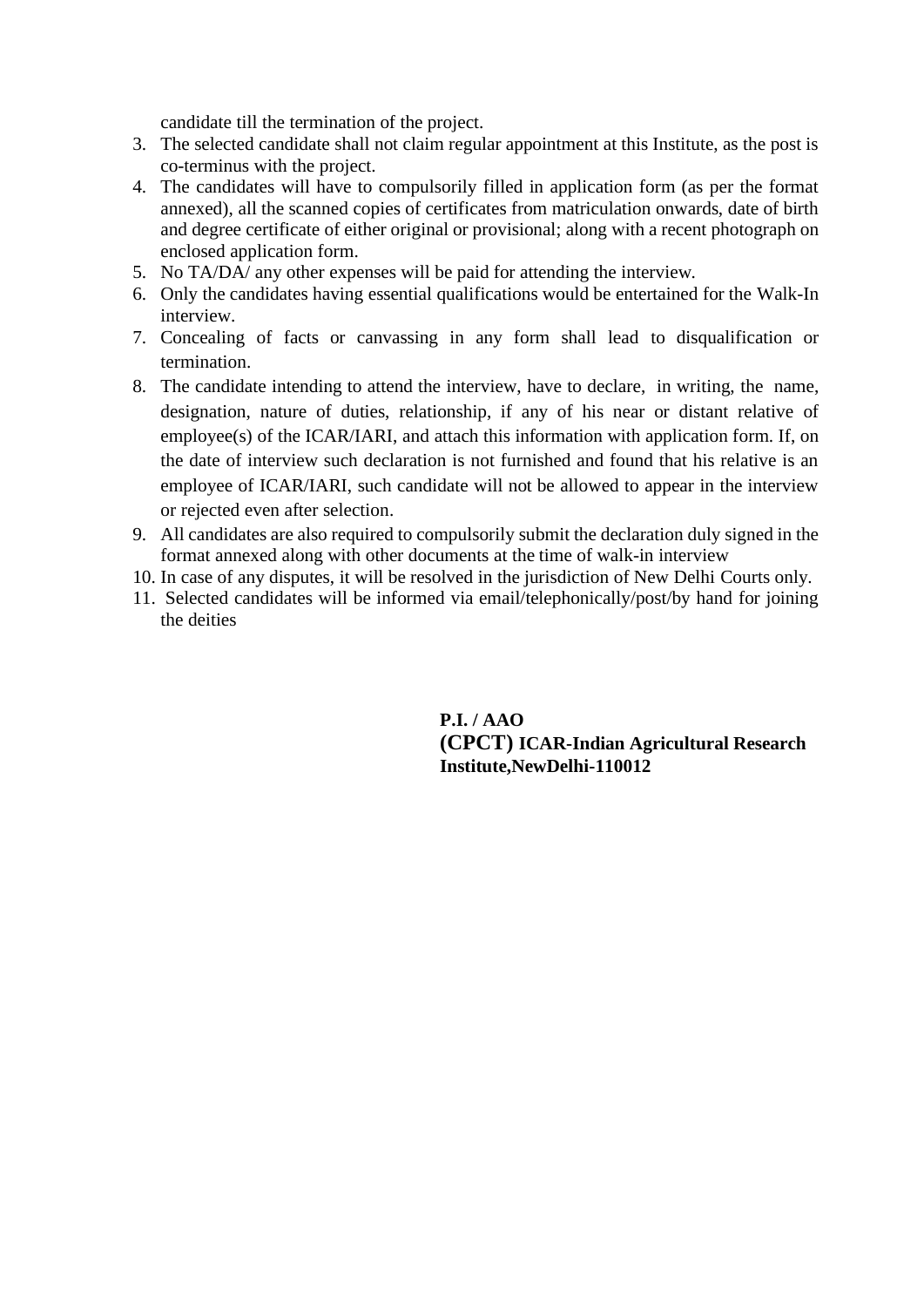candidate till the termination of the project.

3. The selected candidate shall not claim regular appointment at this Institute, as the post is co-terminus with the project.
4. The candidates will have to compulsorily filled in application form (as per the format annexed), all the scanned copies of certificates from matriculation onwards, date of birth and degree certificate of either original or provisional; along with a recent photograph on enclosed application form.
5. No TA/DA/ any other expenses will be paid for attending the interview.
6. Only the candidates having essential qualifications would be entertained for the Walk-In interview.
7. Concealing of facts or canvassing in any form shall lead to disqualification or termination.
8. The candidate intending to attend the interview, have to declare, in writing, the name, designation, nature of duties, relationship, if any of his near or distant relative of employee(s) of the ICAR/IARI, and attach this information with application form. If, on the date of interview such declaration is not furnished and found that his relative is an employee of ICAR/IARI, such candidate will not be allowed to appear in the interview or rejected even after selection.
9. All candidates are also required to compulsorily submit the declaration duly signed in the format annexed along with other documents at the time of walk-in interview
10. In case of any disputes, it will be resolved in the jurisdiction of New Delhi Courts only.
11. Selected candidates will be informed via email/telephonically/post/by hand for joining the deities

**P.I. / AAO**
**(CPCT) ICAR-Indian Agricultural Research Institute,NewDelhi-110012**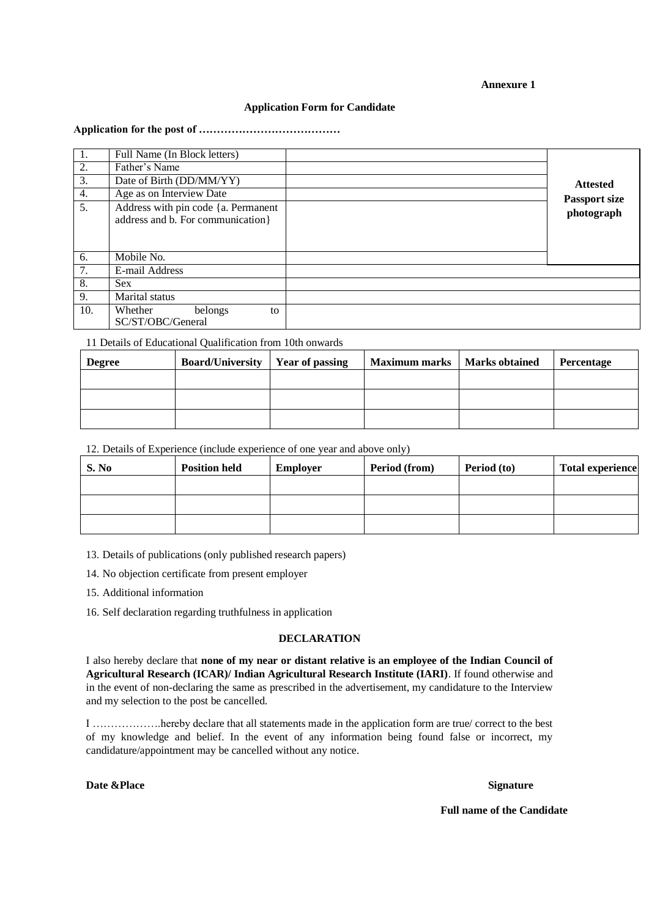**Annexure 1**

**Application Form for Candidate**

**Application for the post of …………………………………**

| | | | |
|---|---|---|---|
| 1. | Full Name (In Block letters) | | **Attested Passport size photograph** |
| 2. | Father's Name | | |
| 3. | Date of Birth (DD/MM/YY) | | |
| 4. | Age as on Interview Date | | |
| 5. | Address with pin code {a. Permanent address and b. For communication} | | |
| 6. | Mobile No. | | |
| 7. | E-mail Address | | |
| 8. | Sex | | |
| 9. | Marital status | | |
| 10. | Whether belongs to SC/ST/OBC/General | | |

11 Details of Educational Qualification from 10th onwards

| **Degree** | **Board/University** | **Year of passing** | **Maximum marks** | **Marks obtained** | **Percentage** |
|---|---|---|---|---|---|
| | | | | | |
| | | | | | |
| | | | | | |

12. Details of Experience (include experience of one year and above only)

| **S. No** | **Position held** | **Employer** | **Period (from)** | **Period (to)** | **Total experience** |
|---|---|---|---|---|---|
| | | | | | |
| | | | | | |
| | | | | | |

13. Details of publications (only published research papers)

14. No objection certificate from present employer

15. Additional information

16. Self declaration regarding truthfulness in application

**DECLARATION**

I also hereby declare that **none of my near or distant relative is an employee of the Indian Council of Agricultural Research (ICAR)/ Indian Agricultural Research Institute (IARI)**. If found otherwise and in the event of non-declaring the same as prescribed in the advertisement, my candidature to the Interview and my selection to the post be cancelled.

I ……………….hereby declare that all statements made in the application form are true/ correct to the best of my knowledge and belief. In the event of any information being found false or incorrect, my candidature/appointment may be cancelled without any notice.

**Date &Place** **Signature**

**Full name of the Candidate**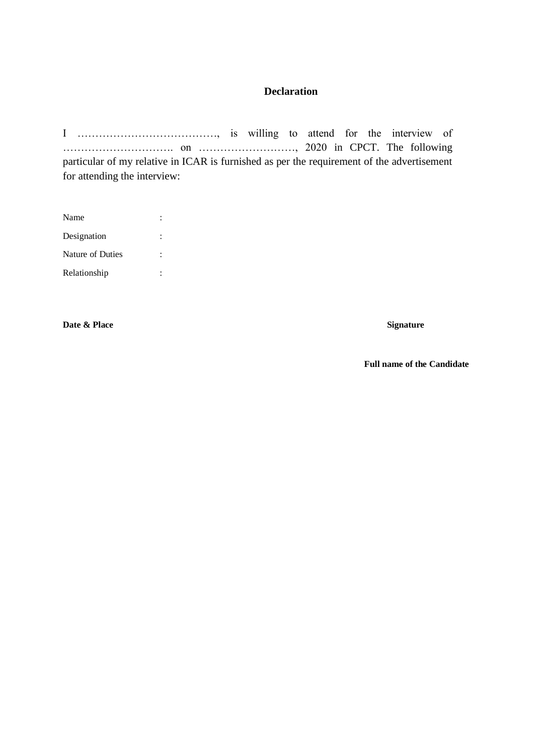# Declaration

I …………………………………, is willing to attend for the interview of …………………………. on ………………………, 2020 in CPCT. The following particular of my relative in ICAR is furnished as per the requirement of the advertisement for attending the interview:

Name :

Designation :

Nature of Duties :

Relationship :

**Date & Place** **Signature**

**Full name of the Candidate**